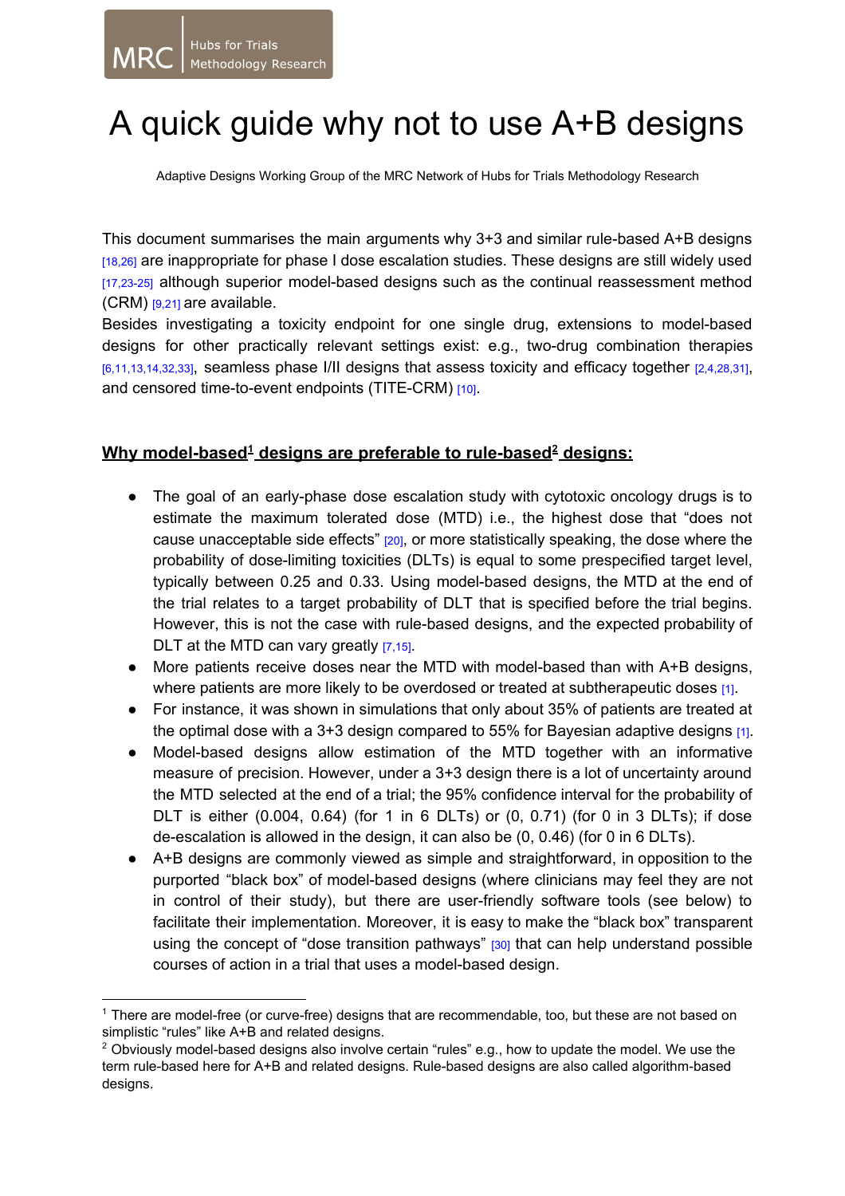MRC | Hubs for Trials Methodology Research

# A quick guide why not to use A+B designs

Adaptive Designs Working Group of the MRC Network of Hubs for Trials Methodology Research

This document summarises the main arguments why 3+3 and similar rule-based A+B designs [18,26] are inappropriate for phase I dose escalation studies. These designs are still widely used [17,23-25] although superior model-based designs such as the continual reassessment method (CRM) [9,21] are available.
Besides investigating a toxicity endpoint for one single drug, extensions to model-based designs for other practically relevant settings exist: e.g., two-drug combination therapies [6,11,13,14,32,33], seamless phase I/II designs that assess toxicity and efficacy together [2,4,28,31], and censored time-to-event endpoints (TITE-CRM) [10].

## Why model-based[1] designs are preferable to rule-based[2] designs:

- The goal of an early-phase dose escalation study with cytotoxic oncology drugs is to estimate the maximum tolerated dose (MTD) i.e., the highest dose that "does not cause unacceptable side effects" [20], or more statistically speaking, the dose where the probability of dose-limiting toxicities (DLTs) is equal to some prespecified target level, typically between 0.25 and 0.33. Using model-based designs, the MTD at the end of the trial relates to a target probability of DLT that is specified before the trial begins. However, this is not the case with rule-based designs, and the expected probability of DLT at the MTD can vary greatly [7,15].
- More patients receive doses near the MTD with model-based than with A+B designs, where patients are more likely to be overdosed or treated at subtherapeutic doses [1].
- For instance, it was shown in simulations that only about 35% of patients are treated at the optimal dose with a 3+3 design compared to 55% for Bayesian adaptive designs [1].
- Model-based designs allow estimation of the MTD together with an informative measure of precision. However, under a 3+3 design there is a lot of uncertainty around the MTD selected at the end of a trial; the 95% confidence interval for the probability of DLT is either (0.004, 0.64) (for 1 in 6 DLTs) or (0, 0.71) (for 0 in 3 DLTs); if dose de-escalation is allowed in the design, it can also be (0, 0.46) (for 0 in 6 DLTs).
- A+B designs are commonly viewed as simple and straightforward, in opposition to the purported "black box" of model-based designs (where clinicians may feel they are not in control of their study), but there are user-friendly software tools (see below) to facilitate their implementation. Moreover, it is easy to make the "black box" transparent using the concept of "dose transition pathways" [30] that can help understand possible courses of action in a trial that uses a model-based design.

---

[1] There are model-free (or curve-free) designs that are recommendable, too, but these are not based on simplistic "rules" like A+B and related designs.

[2] Obviously model-based designs also involve certain "rules" e.g., how to update the model. We use the term rule-based here for A+B and related designs. Rule-based designs are also called algorithm-based designs.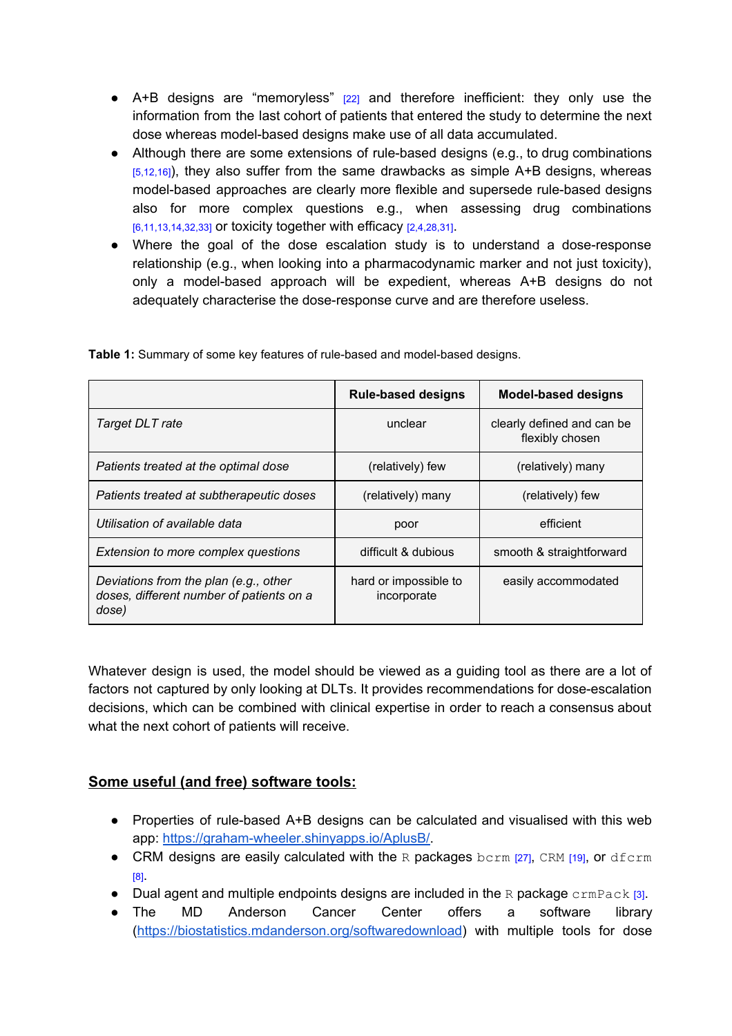- A+B designs are "memoryless" [22] and therefore inefficient: they only use the information from the last cohort of patients that entered the study to determine the next dose whereas model-based designs make use of all data accumulated.
- Although there are some extensions of rule-based designs (e.g., to drug combinations [5,12,16]), they also suffer from the same drawbacks as simple A+B designs, whereas model-based approaches are clearly more flexible and supersede rule-based designs also for more complex questions e.g., when assessing drug combinations [6,11,13,14,32,33] or toxicity together with efficacy [2,4,28,31].
- Where the goal of the dose escalation study is to understand a dose-response relationship (e.g., when looking into a pharmacodynamic marker and not just toxicity), only a model-based approach will be expedient, whereas A+B designs do not adequately characterise the dose-response curve and are therefore useless.

**Table 1:** Summary of some key features of rule-based and model-based designs.

| | **Rule-based designs** | **Model-based designs** |
|---|---|---|
| *Target DLT rate* | unclear | clearly defined and can be flexibly chosen |
| *Patients treated at the optimal dose* | (relatively) few | (relatively) many |
| *Patients treated at subtherapeutic doses* | (relatively) many | (relatively) few |
| *Utilisation of available data* | poor | efficient |
| *Extension to more complex questions* | difficult & dubious | smooth & straightforward |
| *Deviations from the plan (e.g., other doses, different number of patients on a dose)* | hard or impossible to incorporate | easily accommodated |

Whatever design is used, the model should be viewed as a guiding tool as there are a lot of factors not captured by only looking at DLTs. It provides recommendations for dose-escalation decisions, which can be combined with clinical expertise in order to reach a consensus about what the next cohort of patients will receive.

## Some useful (and free) software tools:

- Properties of rule-based A+B designs can be calculated and visualised with this web app: https://graham-wheeler.shinyapps.io/AplusB/.
- CRM designs are easily calculated with the `R` packages `bcrm` [27], `CRM` [19], or `dfcrm` [8].
- Dual agent and multiple endpoints designs are included in the `R` package `crmPack` [3].
- The MD Anderson Cancer Center offers a software library (https://biostatistics.mdanderson.org/softwaredownload) with multiple tools for dose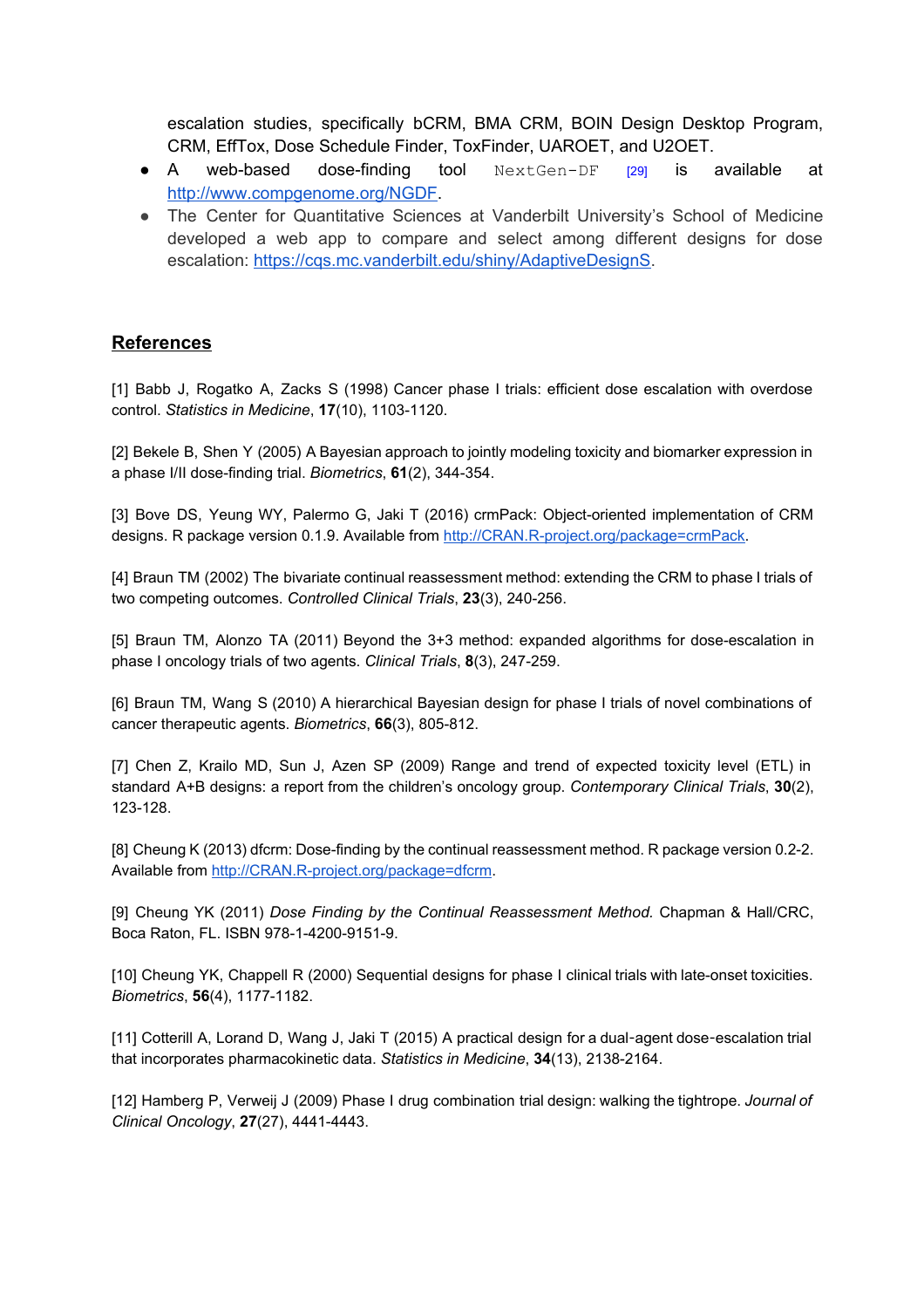escalation studies, specifically bCRM, BMA CRM, BOIN Design Desktop Program, CRM, EffTox, Dose Schedule Finder, ToxFinder, UAROET, and U2OET.

- A web-based dose-finding tool `NextGen-DF` [29] is available at http://www.compgenome.org/NGDF.
- The Center for Quantitative Sciences at Vanderbilt University's School of Medicine developed a web app to compare and select among different designs for dose escalation: https://cqs.mc.vanderbilt.edu/shiny/AdaptiveDesignS.

## References

[1] Babb J, Rogatko A, Zacks S (1998) Cancer phase I trials: efficient dose escalation with overdose control. *Statistics in Medicine*, **17**(10), 1103-1120.

[2] Bekele B, Shen Y (2005) A Bayesian approach to jointly modeling toxicity and biomarker expression in a phase I/II dose-finding trial. *Biometrics*, **61**(2), 344-354.

[3] Bove DS, Yeung WY, Palermo G, Jaki T (2016) crmPack: Object-oriented implementation of CRM designs. R package version 0.1.9. Available from http://CRAN.R-project.org/package=crmPack.

[4] Braun TM (2002) The bivariate continual reassessment method: extending the CRM to phase I trials of two competing outcomes. *Controlled Clinical Trials*, **23**(3), 240-256.

[5] Braun TM, Alonzo TA (2011) Beyond the 3+3 method: expanded algorithms for dose-escalation in phase I oncology trials of two agents. *Clinical Trials*, **8**(3), 247-259.

[6] Braun TM, Wang S (2010) A hierarchical Bayesian design for phase I trials of novel combinations of cancer therapeutic agents. *Biometrics*, **66**(3), 805-812.

[7] Chen Z, Krailo MD, Sun J, Azen SP (2009) Range and trend of expected toxicity level (ETL) in standard A+B designs: a report from the children's oncology group. *Contemporary Clinical Trials*, **30**(2), 123-128.

[8] Cheung K (2013) dfcrm: Dose-finding by the continual reassessment method. R package version 0.2-2. Available from http://CRAN.R-project.org/package=dfcrm.

[9] Cheung YK (2011) *Dose Finding by the Continual Reassessment Method.* Chapman & Hall/CRC, Boca Raton, FL. ISBN 978-1-4200-9151-9.

[10] Cheung YK, Chappell R (2000) Sequential designs for phase I clinical trials with late-onset toxicities. *Biometrics*, **56**(4), 1177-1182.

[11] Cotterill A, Lorand D, Wang J, Jaki T (2015) A practical design for a dual-agent dose-escalation trial that incorporates pharmacokinetic data. *Statistics in Medicine*, **34**(13), 2138-2164.

[12] Hamberg P, Verweij J (2009) Phase I drug combination trial design: walking the tightrope. *Journal of Clinical Oncology*, **27**(27), 4441-4443.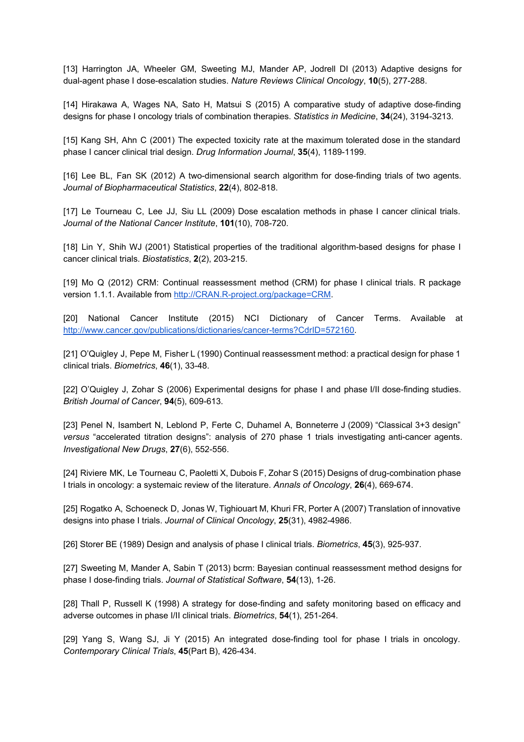[13] Harrington JA, Wheeler GM, Sweeting MJ, Mander AP, Jodrell DI (2013) Adaptive designs for dual-agent phase I dose-escalation studies. *Nature Reviews Clinical Oncology*, **10**(5), 277-288.

[14] Hirakawa A, Wages NA, Sato H, Matsui S (2015) A comparative study of adaptive dose-finding designs for phase I oncology trials of combination therapies. *Statistics in Medicine*, **34**(24), 3194-3213.

[15] Kang SH, Ahn C (2001) The expected toxicity rate at the maximum tolerated dose in the standard phase I cancer clinical trial design. *Drug Information Journal*, **35**(4), 1189-1199.

[16] Lee BL, Fan SK (2012) A two-dimensional search algorithm for dose-finding trials of two agents. *Journal of Biopharmaceutical Statistics*, **22**(4), 802-818.

[17] Le Tourneau C, Lee JJ, Siu LL (2009) Dose escalation methods in phase I cancer clinical trials. *Journal of the National Cancer Institute*, **101**(10), 708-720.

[18] Lin Y, Shih WJ (2001) Statistical properties of the traditional algorithm-based designs for phase I cancer clinical trials. *Biostatistics*, **2**(2), 203-215.

[19] Mo Q (2012) CRM: Continual reassessment method (CRM) for phase I clinical trials. R package version 1.1.1. Available from [http://CRAN.R-project.org/package=CRM](http://CRAN.R-project.org/package=CRM).

[20] National Cancer Institute (2015) NCI Dictionary of Cancer Terms. Available at [http://www.cancer.gov/publications/dictionaries/cancer-terms?CdrID=572160](http://www.cancer.gov/publications/dictionaries/cancer-terms?CdrID=572160).

[21] O'Quigley J, Pepe M, Fisher L (1990) Continual reassessment method: a practical design for phase 1 clinical trials. *Biometrics*, **46**(1), 33-48.

[22] O'Quigley J, Zohar S (2006) Experimental designs for phase I and phase I/II dose-finding studies. *British Journal of Cancer*, **94**(5), 609-613.

[23] Penel N, Isambert N, Leblond P, Ferte C, Duhamel A, Bonneterre J (2009) "Classical 3+3 design" *versus* "accelerated titration designs": analysis of 270 phase 1 trials investigating anti-cancer agents. *Investigational New Drugs*, **27**(6), 552-556.

[24] Riviere MK, Le Tourneau C, Paoletti X, Dubois F, Zohar S (2015) Designs of drug-combination phase I trials in oncology: a systemaic review of the literature. *Annals of Oncology*, **26**(4), 669-674.

[25] Rogatko A, Schoeneck D, Jonas W, Tighiouart M, Khuri FR, Porter A (2007) Translation of innovative designs into phase I trials. *Journal of Clinical Oncology*, **25**(31), 4982-4986.

[26] Storer BE (1989) Design and analysis of phase I clinical trials. *Biometrics*, **45**(3), 925-937.

[27] Sweeting M, Mander A, Sabin T (2013) bcrm: Bayesian continual reassessment method designs for phase I dose-finding trials. *Journal of Statistical Software*, **54**(13), 1-26.

[28] Thall P, Russell K (1998) A strategy for dose-finding and safety monitoring based on efficacy and adverse outcomes in phase I/II clinical trials. *Biometrics*, **54**(1), 251-264.

[29] Yang S, Wang SJ, Ji Y (2015) An integrated dose-finding tool for phase I trials in oncology. *Contemporary Clinical Trials*, **45**(Part B), 426-434.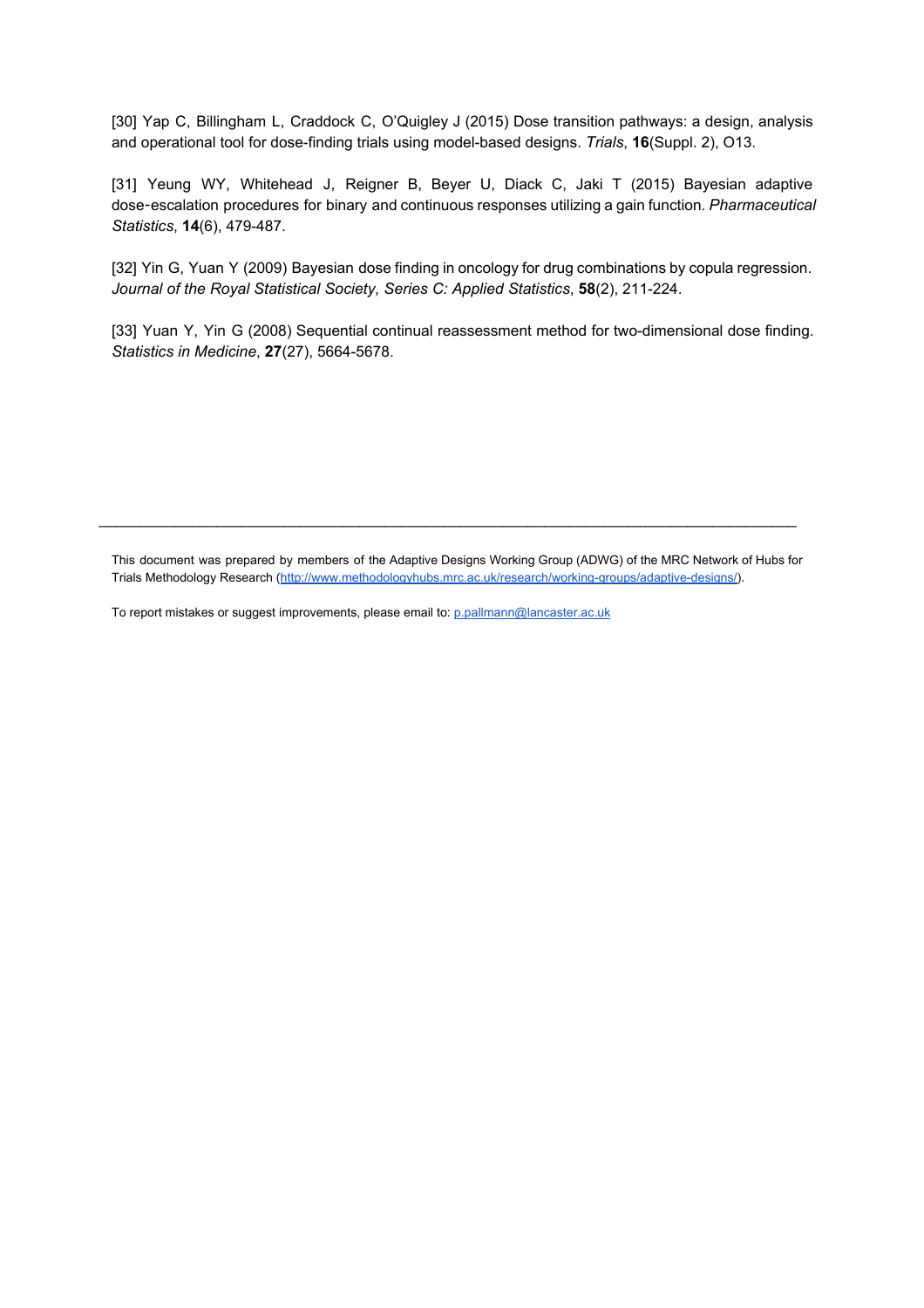[30] Yap C, Billingham L, Craddock C, O'Quigley J (2015) Dose transition pathways: a design, analysis and operational tool for dose-finding trials using model-based designs. *Trials*, **16**(Suppl. 2), O13.

[31] Yeung WY, Whitehead J, Reigner B, Beyer U, Diack C, Jaki T (2015) Bayesian adaptive dose-escalation procedures for binary and continuous responses utilizing a gain function. *Pharmaceutical Statistics*, **14**(6), 479-487.

[32] Yin G, Yuan Y (2009) Bayesian dose finding in oncology for drug combinations by copula regression. *Journal of the Royal Statistical Society, Series C: Applied Statistics*, **58**(2), 211-224.

[33] Yuan Y, Yin G (2008) Sequential continual reassessment method for two-dimensional dose finding. *Statistics in Medicine*, **27**(27), 5664-5678.

---

This document was prepared by members of the Adaptive Designs Working Group (ADWG) of the MRC Network of Hubs for Trials Methodology Research (http://www.methodologyhubs.mrc.ac.uk/research/working-groups/adaptive-designs/).

To report mistakes or suggest improvements, please email to: p.pallmann@lancaster.ac.uk